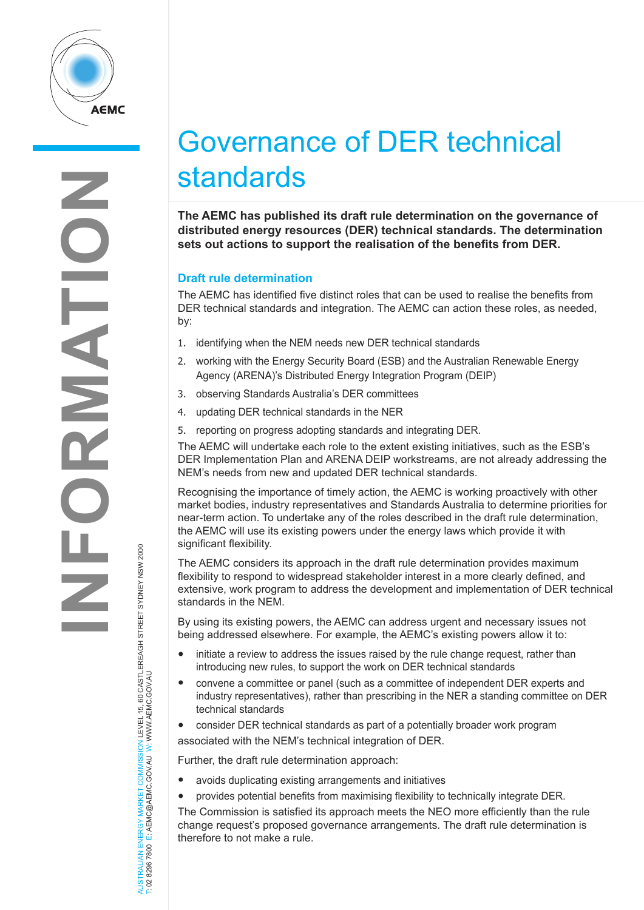# Governance of DER technical standards

**The AEMC has published its draft rule determination on the governance of distributed energy resources (DER) technical standards. The determination sets out actions to support the realisation of the benefits from DER.**

## Draft rule determination

The AEMC has identified five distinct roles that can be used to realise the benefits from DER technical standards and integration. The AEMC can action these roles, as needed, by:

1. identifying when the NEM needs new DER technical standards
2. working with the Energy Security Board (ESB) and the Australian Renewable Energy Agency (ARENA)'s Distributed Energy Integration Program (DEIP)
3. observing Standards Australia's DER committees
4. updating DER technical standards in the NER
5. reporting on progress adopting standards and integrating DER.

The AEMC will undertake each role to the extent existing initiatives, such as the ESB's DER Implementation Plan and ARENA DEIP workstreams, are not already addressing the NEM's needs from new and updated DER technical standards.

Recognising the importance of timely action, the AEMC is working proactively with other market bodies, industry representatives and Standards Australia to determine priorities for near-term action. To undertake any of the roles described in the draft rule determination, the AEMC will use its existing powers under the energy laws which provide it with significant flexibility.

The AEMC considers its approach in the draft rule determination provides maximum flexibility to respond to widespread stakeholder interest in a more clearly defined, and extensive, work program to address the development and implementation of DER technical standards in the NEM.

By using its existing powers, the AEMC can address urgent and necessary issues not being addressed elsewhere. For example, the AEMC's existing powers allow it to:

- initiate a review to address the issues raised by the rule change request, rather than introducing new rules, to support the work on DER technical standards
- convene a committee or panel (such as a committee of independent DER experts and industry representatives), rather than prescribing in the NER a standing committee on DER technical standards
- consider DER technical standards as part of a potentially broader work program associated with the NEM's technical integration of DER.

Further, the draft rule determination approach:

- avoids duplicating existing arrangements and initiatives
- provides potential benefits from maximising flexibility to technically integrate DER.

The Commission is satisfied its approach meets the NEO more efficiently than the rule change request's proposed governance arrangements. The draft rule determination is therefore to not make a rule.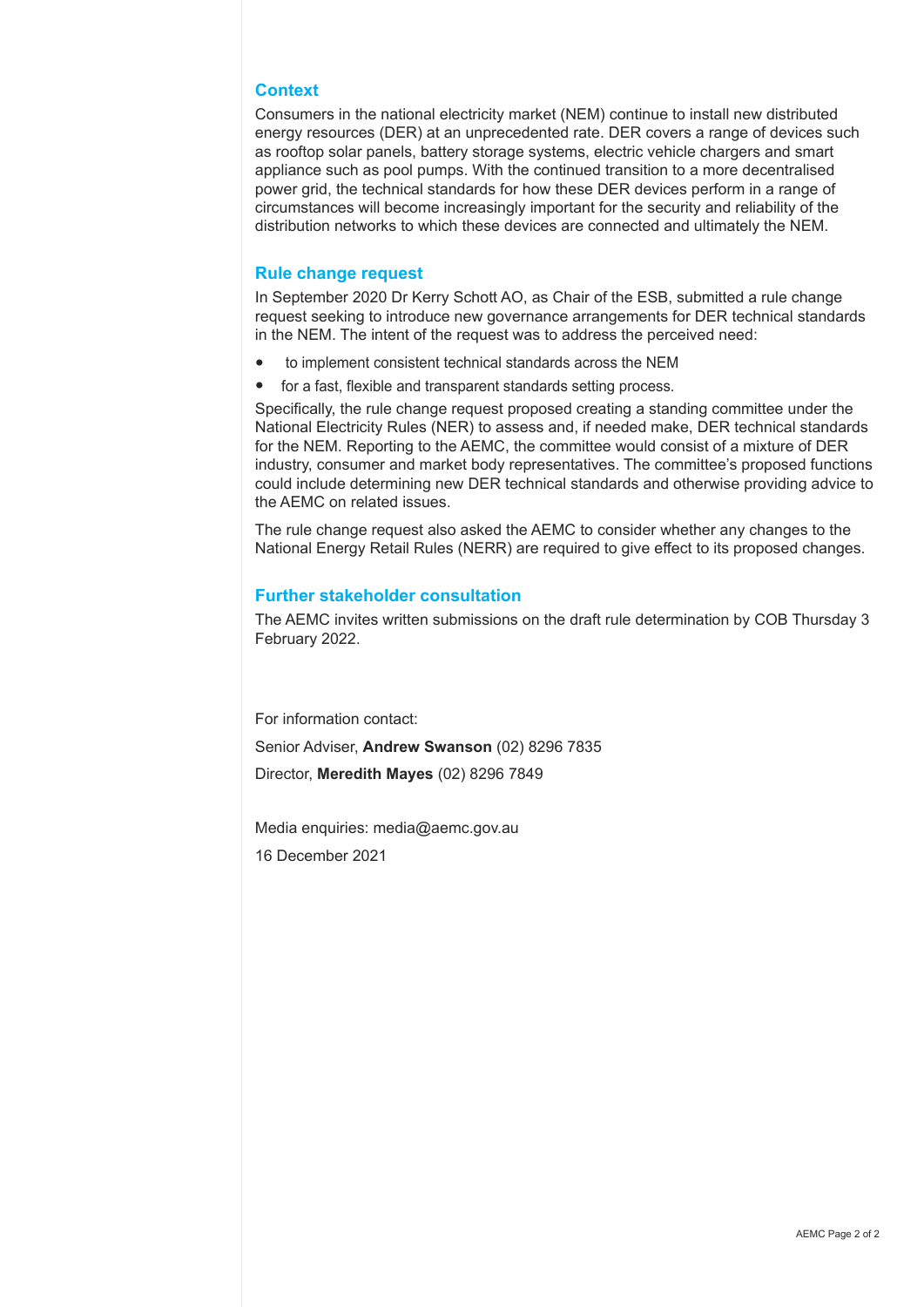## Context

Consumers in the national electricity market (NEM) continue to install new distributed energy resources (DER) at an unprecedented rate. DER covers a range of devices such as rooftop solar panels, battery storage systems, electric vehicle chargers and smart appliance such as pool pumps. With the continued transition to a more decentralised power grid, the technical standards for how these DER devices perform in a range of circumstances will become increasingly important for the security and reliability of the distribution networks to which these devices are connected and ultimately the NEM.

## Rule change request

In September 2020 Dr Kerry Schott AO, as Chair of the ESB, submitted a rule change request seeking to introduce new governance arrangements for DER technical standards in the NEM. The intent of the request was to address the perceived need:

- to implement consistent technical standards across the NEM
- for a fast, flexible and transparent standards setting process.

Specifically, the rule change request proposed creating a standing committee under the National Electricity Rules (NER) to assess and, if needed make, DER technical standards for the NEM. Reporting to the AEMC, the committee would consist of a mixture of DER industry, consumer and market body representatives. The committee's proposed functions could include determining new DER technical standards and otherwise providing advice to the AEMC on related issues.

The rule change request also asked the AEMC to consider whether any changes to the National Energy Retail Rules (NERR) are required to give effect to its proposed changes.

## Further stakeholder consultation

The AEMC invites written submissions on the draft rule determination by COB Thursday 3 February 2022.

For information contact:

Senior Adviser, **Andrew Swanson** (02) 8296 7835

Director, **Meredith Mayes** (02) 8296 7849

Media enquiries: media@aemc.gov.au

16 December 2021